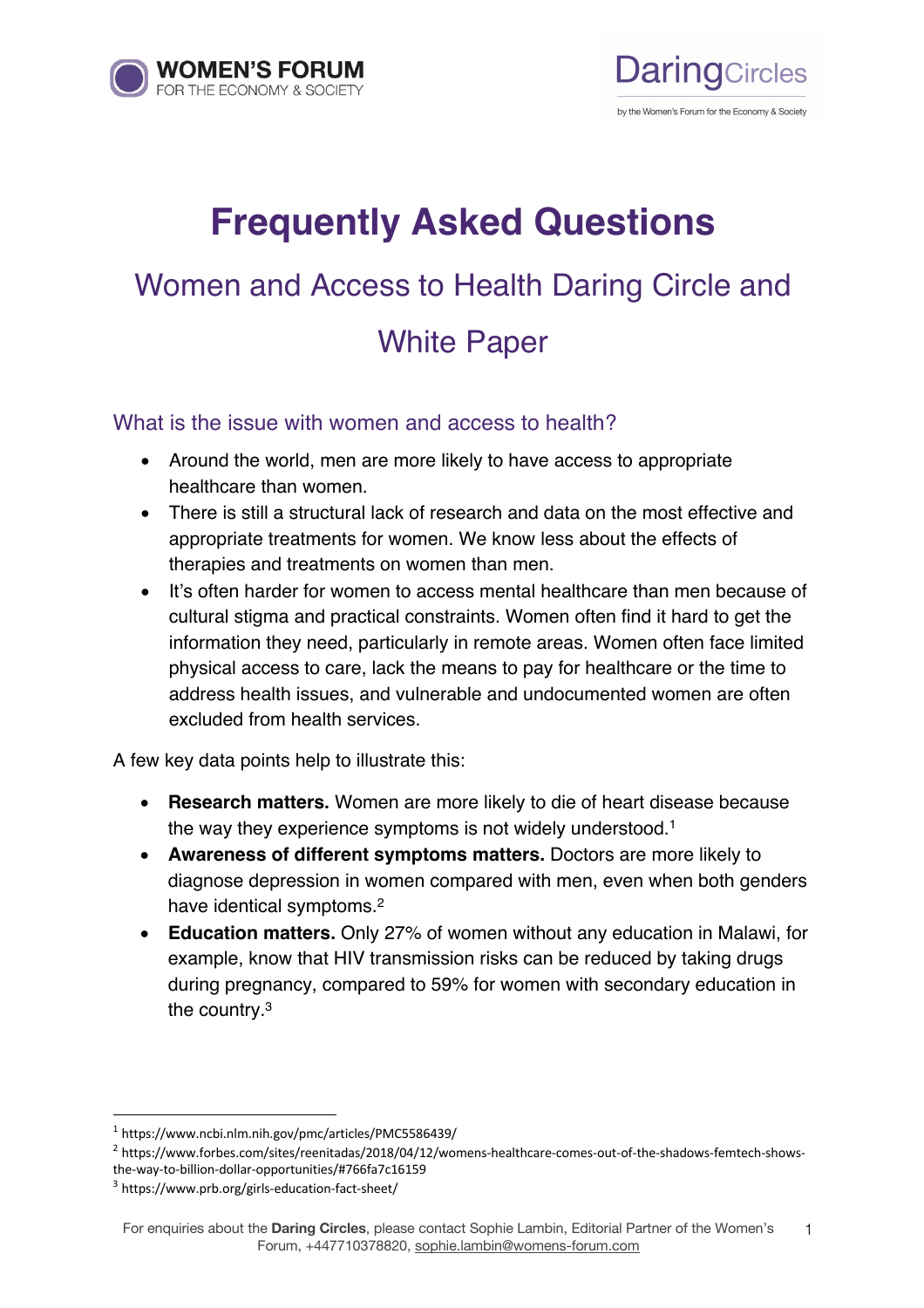# Frequently Asked Questions

## Women and Access to Health Daring Circle and White Paper

### What is the issue with women and access to health?

- Around the world, men are more likely to have access to appropriate healthcare than women.
- There is still a structural lack of research and data on the most effective and appropriate treatments for women. We know less about the effects of therapies and treatments on women than men.
- It's often harder for women to access mental healthcare than men because of cultural stigma and practical constraints. Women often find it hard to get the information they need, particularly in remote areas. Women often face limited physical access to care, lack the means to pay for healthcare or the time to address health issues, and vulnerable and undocumented women are often excluded from health services.

A few key data points help to illustrate this:

- **Research matters.** Women are more likely to die of heart disease because the way they experience symptoms is not widely understood.[1]
- **Awareness of different symptoms matters.** Doctors are more likely to diagnose depression in women compared with men, even when both genders have identical symptoms.[2]
- **Education matters.** Only 27% of women without any education in Malawi, for example, know that HIV transmission risks can be reduced by taking drugs during pregnancy, compared to 59% for women with secondary education in the country.[3]

---

[1] https://www.ncbi.nlm.nih.gov/pmc/articles/PMC5586439/

[2] https://www.forbes.com/sites/reenitadas/2018/04/12/womens-healthcare-comes-out-of-the-shadows-femtech-shows-the-way-to-billion-dollar-opportunities/#766fa7c16159

[3] https://www.prb.org/girls-education-fact-sheet/

For enquiries about the **Daring Circles**, please contact Sophie Lambin, Editorial Partner of the Women's Forum, +447710378820, sophie.lambin@womens-forum.com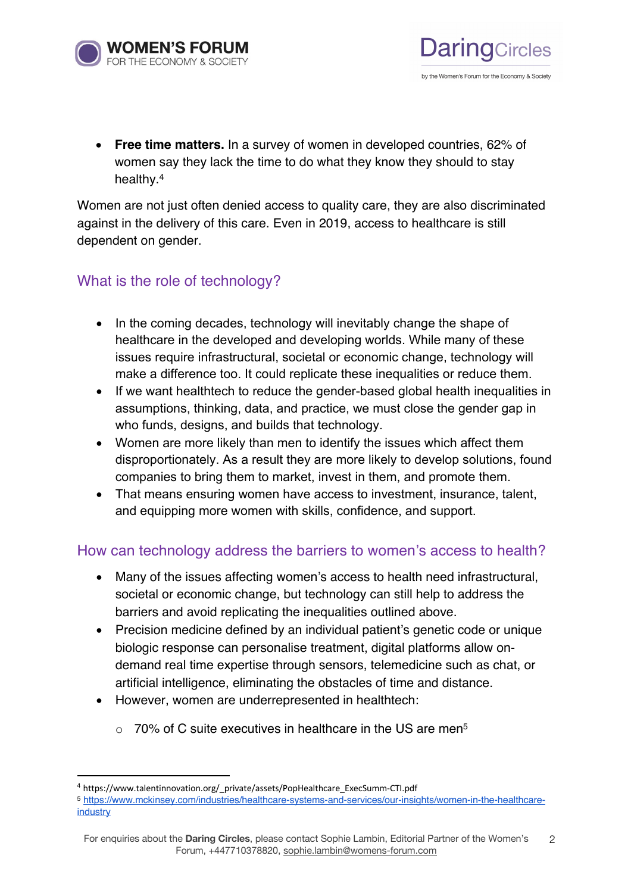- **Free time matters.** In a survey of women in developed countries, 62% of women say they lack the time to do what they know they should to stay healthy.[4]

Women are not just often denied access to quality care, they are also discriminated against in the delivery of this care. Even in 2019, access to healthcare is still dependent on gender.

## What is the role of technology?

- In the coming decades, technology will inevitably change the shape of healthcare in the developed and developing worlds. While many of these issues require infrastructural, societal or economic change, technology will make a difference too. It could replicate these inequalities or reduce them.
- If we want healthtech to reduce the gender-based global health inequalities in assumptions, thinking, data, and practice, we must close the gender gap in who funds, designs, and builds that technology.
- Women are more likely than men to identify the issues which affect them disproportionately. As a result they are more likely to develop solutions, found companies to bring them to market, invest in them, and promote them.
- That means ensuring women have access to investment, insurance, talent, and equipping more women with skills, confidence, and support.

## How can technology address the barriers to women's access to health?

- Many of the issues affecting women's access to health need infrastructural, societal or economic change, but technology can still help to address the barriers and avoid replicating the inequalities outlined above.
- Precision medicine defined by an individual patient's genetic code or unique biologic response can personalise treatment, digital platforms allow on-demand real time expertise through sensors, telemedicine such as chat, or artificial intelligence, eliminating the obstacles of time and distance.
- However, women are underrepresented in healthtech:
  - 70% of C suite executives in healthcare in the US are men[5]

---

[4] https://www.talentinnovation.org/_private/assets/PopHealthcare_ExecSumm-CTI.pdf

[5] https://www.mckinsey.com/industries/healthcare-systems-and-services/our-insights/women-in-the-healthcare-industry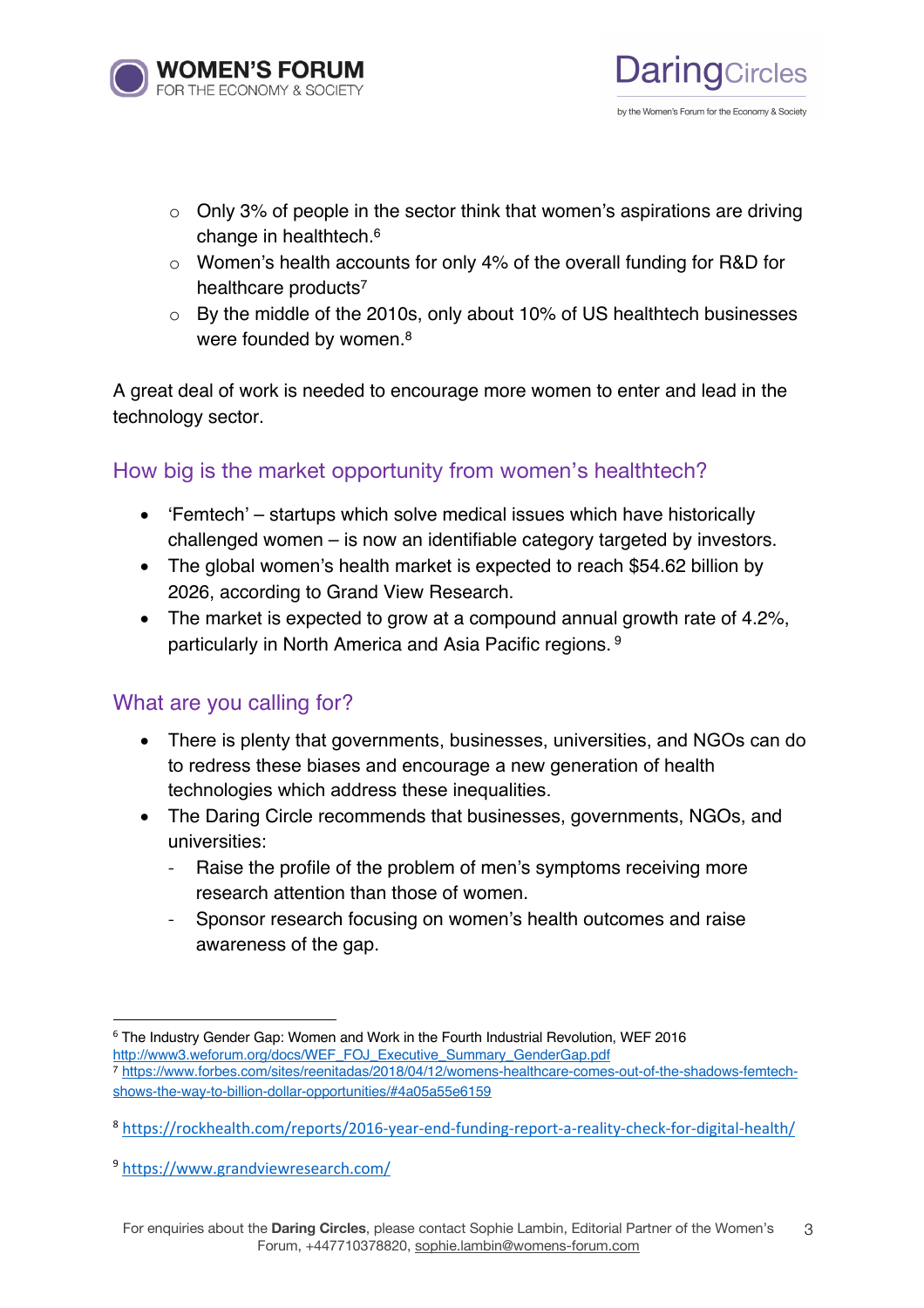- Only 3% of people in the sector think that women's aspirations are driving change in healthtech.[6]
- Women's health accounts for only 4% of the overall funding for R&D for healthcare products[7]
- By the middle of the 2010s, only about 10% of US healthtech businesses were founded by women.[8]

A great deal of work is needed to encourage more women to enter and lead in the technology sector.

## How big is the market opportunity from women's healthtech?

- 'Femtech' – startups which solve medical issues which have historically challenged women – is now an identifiable category targeted by investors.
- The global women's health market is expected to reach $54.62 billion by 2026, according to Grand View Research.
- The market is expected to grow at a compound annual growth rate of 4.2%, particularly in North America and Asia Pacific regions.[9]

## What are you calling for?

- There is plenty that governments, businesses, universities, and NGOs can do to redress these biases and encourage a new generation of health technologies which address these inequalities.
- The Daring Circle recommends that businesses, governments, NGOs, and universities:
  - Raise the profile of the problem of men's symptoms receiving more research attention than those of women.
  - Sponsor research focusing on women's health outcomes and raise awareness of the gap.

---

[6] The Industry Gender Gap: Women and Work in the Fourth Industrial Revolution, WEF 2016 http://www3.weforum.org/docs/WEF_FOJ_Executive_Summary_GenderGap.pdf

[7] https://www.forbes.com/sites/reenitadas/2018/04/12/womens-healthcare-comes-out-of-the-shadows-femtech-shows-the-way-to-billion-dollar-opportunities/#4a05a55e6159

[8] https://rockhealth.com/reports/2016-year-end-funding-report-a-reality-check-for-digital-health/

[9] https://www.grandviewresearch.com/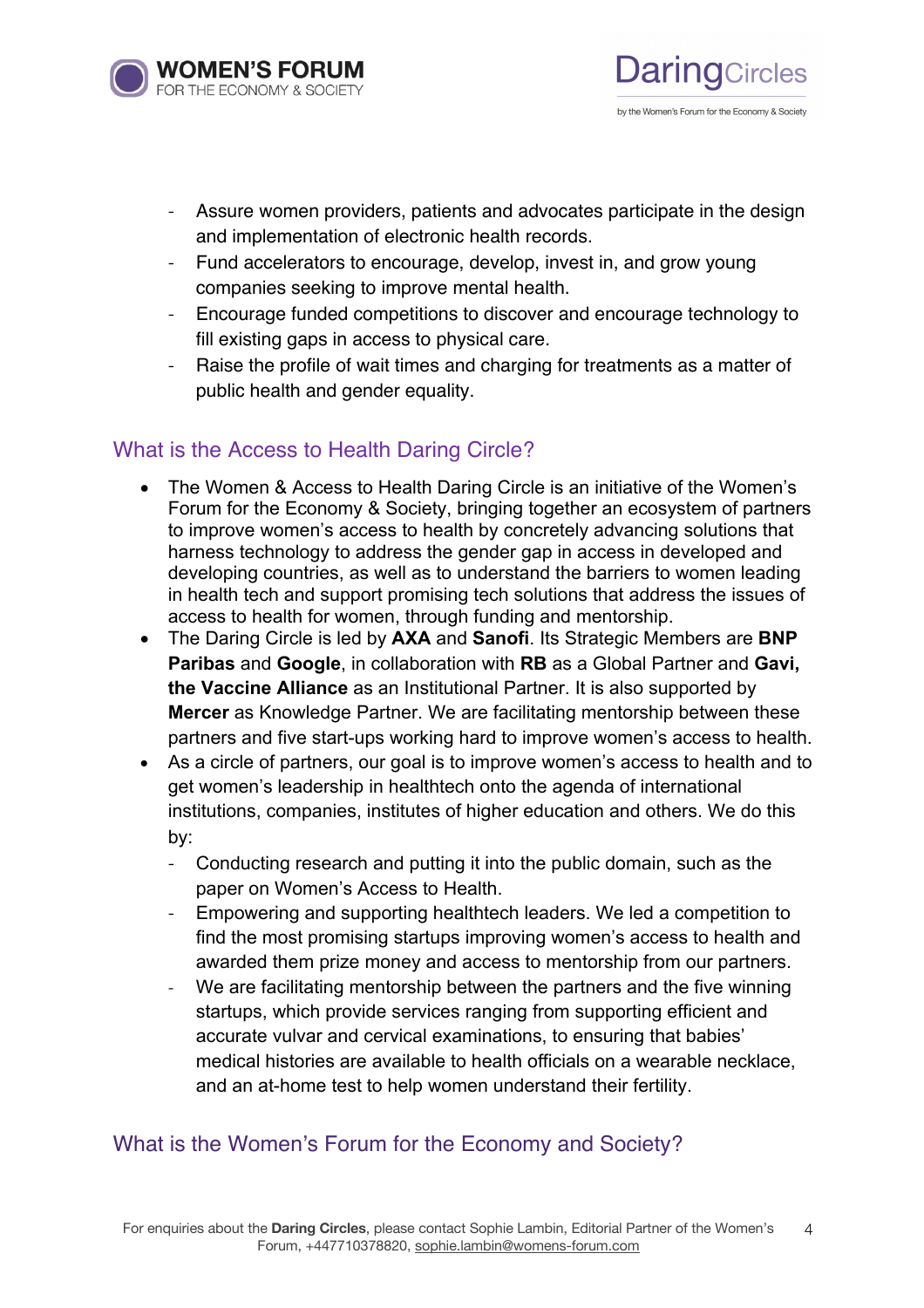- Assure women providers, patients and advocates participate in the design and implementation of electronic health records.
- Fund accelerators to encourage, develop, invest in, and grow young companies seeking to improve mental health.
- Encourage funded competitions to discover and encourage technology to fill existing gaps in access to physical care.
- Raise the profile of wait times and charging for treatments as a matter of public health and gender equality.

## What is the Access to Health Daring Circle?

- The Women & Access to Health Daring Circle is an initiative of the Women's Forum for the Economy & Society, bringing together an ecosystem of partners to improve women's access to health by concretely advancing solutions that harness technology to address the gender gap in access in developed and developing countries, as well as to understand the barriers to women leading in health tech and support promising tech solutions that address the issues of access to health for women, through funding and mentorship.
- The Daring Circle is led by **AXA** and **Sanofi**. Its Strategic Members are **BNP Paribas** and **Google**, in collaboration with **RB** as a Global Partner and **Gavi, the Vaccine Alliance** as an Institutional Partner. It is also supported by **Mercer** as Knowledge Partner. We are facilitating mentorship between these partners and five start-ups working hard to improve women's access to health.
- As a circle of partners, our goal is to improve women's access to health and to get women's leadership in healthtech onto the agenda of international institutions, companies, institutes of higher education and others. We do this by:
  - Conducting research and putting it into the public domain, such as the paper on Women's Access to Health.
  - Empowering and supporting healthtech leaders. We led a competition to find the most promising startups improving women's access to health and awarded them prize money and access to mentorship from our partners.
  - We are facilitating mentorship between the partners and the five winning startups, which provide services ranging from supporting efficient and accurate vulvar and cervical examinations, to ensuring that babies' medical histories are available to health officials on a wearable necklace, and an at-home test to help women understand their fertility.

## What is the Women's Forum for the Economy and Society?

For enquiries about the **Daring Circles**, please contact Sophie Lambin, Editorial Partner of the Women's Forum, +447710378820, sophie.lambin@womens-forum.com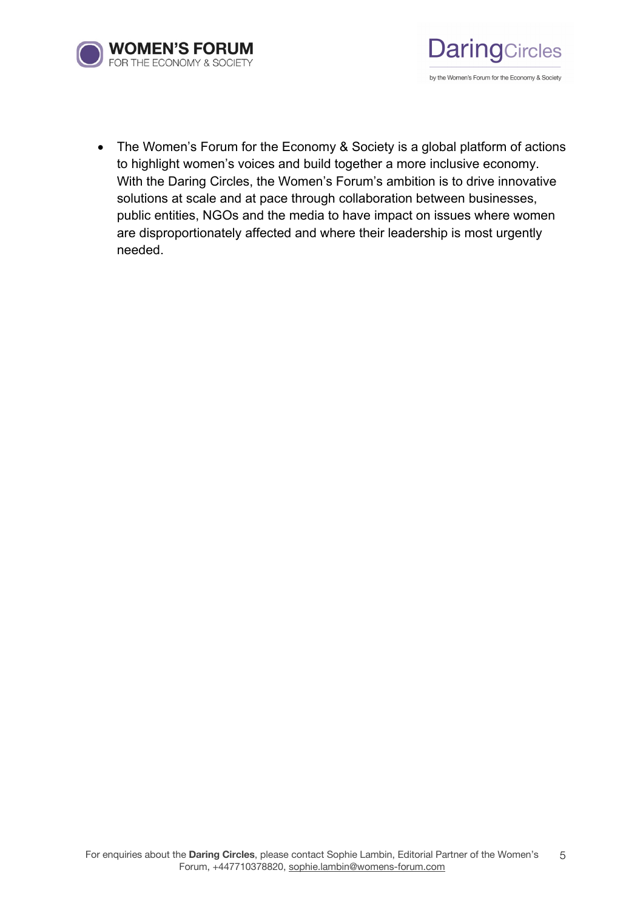- The Women's Forum for the Economy & Society is a global platform of actions to highlight women's voices and build together a more inclusive economy. With the Daring Circles, the Women's Forum's ambition is to drive innovative solutions at scale and at pace through collaboration between businesses, public entities, NGOs and the media to have impact on issues where women are disproportionately affected and where their leadership is most urgently needed.